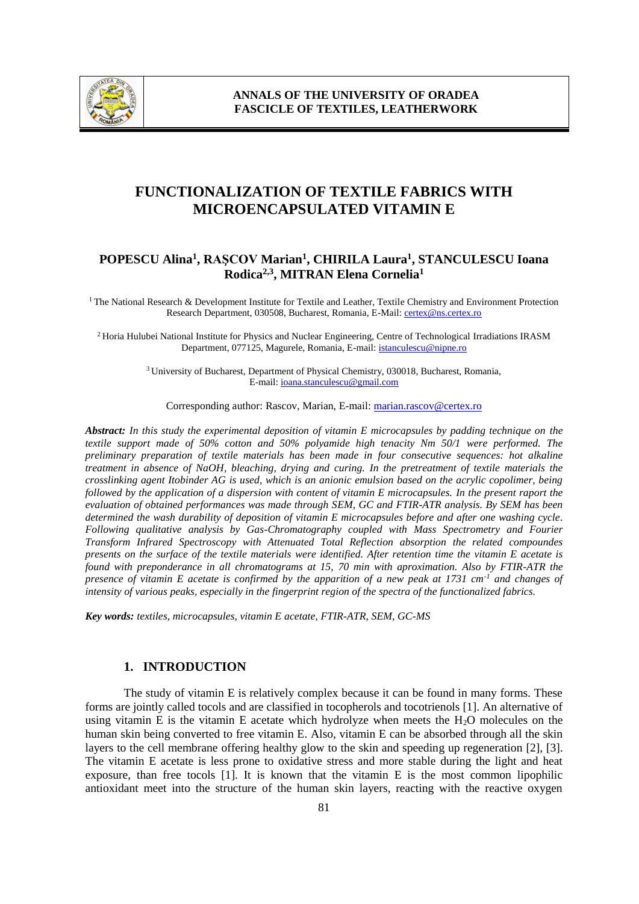# FUNCTIONALIZATION OF TEXTILE FABRICS WITH MICROENCAPSULATED VITAMIN E

**POPESCU Alina[1], RAŞCOV Marian[1], CHIRILA Laura[1], STANCULESCU Ioana Rodica[2,3], MITRAN Elena Cornelia[1]**

[1] The National Research & Development Institute for Textile and Leather, Textile Chemistry and Environment Protection Research Department, 030508, Bucharest, Romania, E-Mail: certex@ns.certex.ro

[2] Horia Hulubei National Institute for Physics and Nuclear Engineering, Centre of Technological Irradiations IRASM Department, 077125, Magurele, Romania, E-mail: istanculescu@nipne.ro

[3] University of Bucharest, Department of Physical Chemistry, 030018, Bucharest, Romania, E-mail: ioana.stanculescu@gmail.com

Corresponding author: Rascov, Marian, E-mail: marian.rascov@certex.ro

***Abstract:*** *In this study the experimental deposition of vitamin E microcapsules by padding technique on the textile support made of 50% cotton and 50% polyamide high tenacity Nm 50/1 were performed. The preliminary preparation of textile materials has been made in four consecutive sequences: hot alkaline treatment in absence of NaOH, bleaching, drying and curing. In the pretreatment of textile materials the crosslinking agent Itobinder AG is used, which is an anionic emulsion based on the acrylic copolimer, being followed by the application of a dispersion with content of vitamin E microcapsules. In the present raport the evaluation of obtained performances was made through SEM, GC and FTIR-ATR analysis. By SEM has been determined the wash durability of deposition of vitamin E microcapsules before and after one washing cycle. Following qualitative analysis by Gas-Chromatography coupled with Mass Spectrometry and Fourier Transform Infrared Spectroscopy with Attenuated Total Reflection absorption the related compoundes presents on the surface of the textile materials were identified. After retention time the vitamin E acetate is found with preponderance in all chromatograms at 15, 70 min with aproximation. Also by FTIR-ATR the presence of vitamin E acetate is confirmed by the apparition of a new peak at 1731 cm$^{-1}$ and changes of intensity of various peaks, especially in the fingerprint region of the spectra of the functionalized fabrics.*

***Key words:*** *textiles, microcapsules, vitamin E acetate, FTIR-ATR, SEM, GC-MS*

## 1. INTRODUCTION

The study of vitamin E is relatively complex because it can be found in many forms. These forms are jointly called tocols and are classified in tocopherols and tocotrienols [1]. An alternative of using vitamin E is the vitamin E acetate which hydrolyze when meets the $H_2O$ molecules on the human skin being converted to free vitamin E. Also, vitamin E can be absorbed through all the skin layers to the cell membrane offering healthy glow to the skin and speeding up regeneration [2], [3]. The vitamin E acetate is less prone to oxidative stress and more stable during the light and heat exposure, than free tocols [1]. It is known that the vitamin E is the most common lipophilic antioxidant meet into the structure of the human skin layers, reacting with the reactive oxygen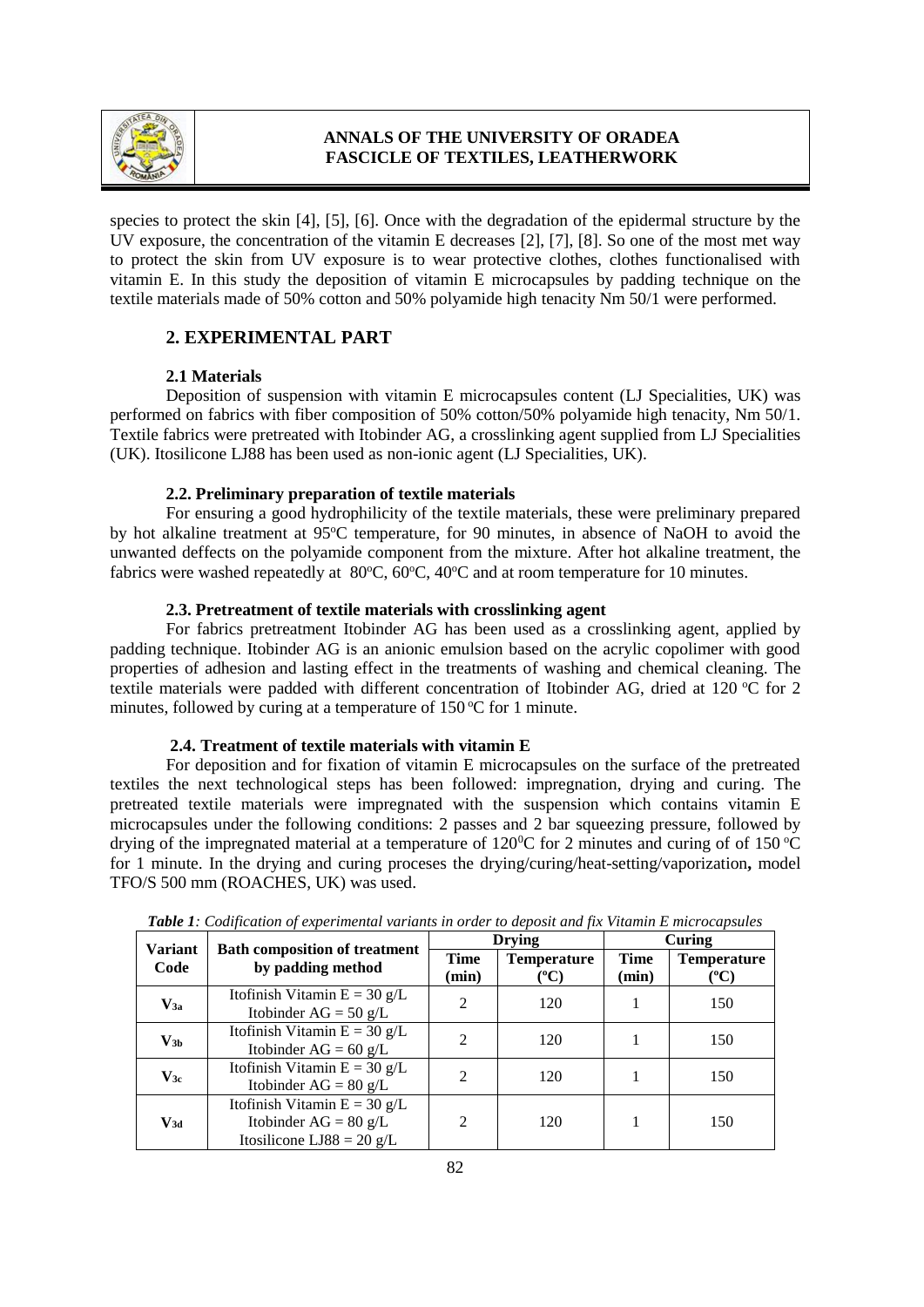species to protect the skin [4], [5], [6]. Once with the degradation of the epidermal structure by the UV exposure, the concentration of the vitamin E decreases [2], [7], [8]. So one of the most met way to protect the skin from UV exposure is to wear protective clothes, clothes functionalised with vitamin E. In this study the deposition of vitamin E microcapsules by padding technique on the textile materials made of 50% cotton and 50% polyamide high tenacity Nm 50/1 were performed.

## 2. EXPERIMENTAL PART

### 2.1 Materials

Deposition of suspension with vitamin E microcapsules content (LJ Specialities, UK) was performed on fabrics with fiber composition of 50% cotton/50% polyamide high tenacity, Nm 50/1. Textile fabrics were pretreated with Itobinder AG, a crosslinking agent supplied from LJ Specialities (UK). Itosilicone LJ88 has been used as non-ionic agent (LJ Specialities, UK).

### 2.2. Preliminary preparation of textile materials

For ensuring a good hydrophilicity of the textile materials, these were preliminary prepared by hot alkaline treatment at 95°C temperature, for 90 minutes, in absence of NaOH to avoid the unwanted deffects on the polyamide component from the mixture. After hot alkaline treatment, the fabrics were washed repeatedly at 80°C, 60°C, 40°C and at room temperature for 10 minutes.

### 2.3. Pretreatment of textile materials with crosslinking agent

For fabrics pretreatment Itobinder AG has been used as a crosslinking agent, applied by padding technique. Itobinder AG is an anionic emulsion based on the acrylic copolimer with good properties of adhesion and lasting effect in the treatments of washing and chemical cleaning. The textile materials were padded with different concentration of Itobinder AG, dried at 120 °C for 2 minutes, followed by curing at a temperature of 150 °C for 1 minute.

### 2.4. Treatment of textile materials with vitamin E

For deposition and for fixation of vitamin E microcapsules on the surface of the pretreated textiles the next technological steps has been followed: impregnation, drying and curing. The pretreated textile materials were impregnated with the suspension which contains vitamin E microcapsules under the following conditions: 2 passes and 2 bar squeezing pressure, followed by drying of the impregnated material at a temperature of 120°C for 2 minutes and curing of of 150 °C for 1 minute. In the drying and curing proceses the drying/curing/heat-setting/vaporization**,** model TFO/S 500 mm (ROACHES, UK) was used.

***Table 1****: Codification of experimental variants in order to deposit and fix Vitamin E microcapsules*

| Variant Code | Bath composition of treatment by padding method | Drying | | Curing | |
|---|---|---|---|---|---|
| | | Time (min) | Temperature (°C) | Time (min) | Temperature (°C) |
| $V_{3a}$ | Itofinish Vitamin E = 30 g/L<br>Itobinder AG = 50 g/L | 2 | 120 | 1 | 150 |
| $V_{3b}$ | Itofinish Vitamin E = 30 g/L<br>Itobinder AG = 60 g/L | 2 | 120 | 1 | 150 |
| $V_{3c}$ | Itofinish Vitamin E = 30 g/L<br>Itobinder AG = 80 g/L | 2 | 120 | 1 | 150 |
| $V_{3d}$ | Itofinish Vitamin E = 30 g/L<br>Itobinder AG = 80 g/L<br>Itosilicone LJ88 = 20 g/L | 2 | 120 | 1 | 150 |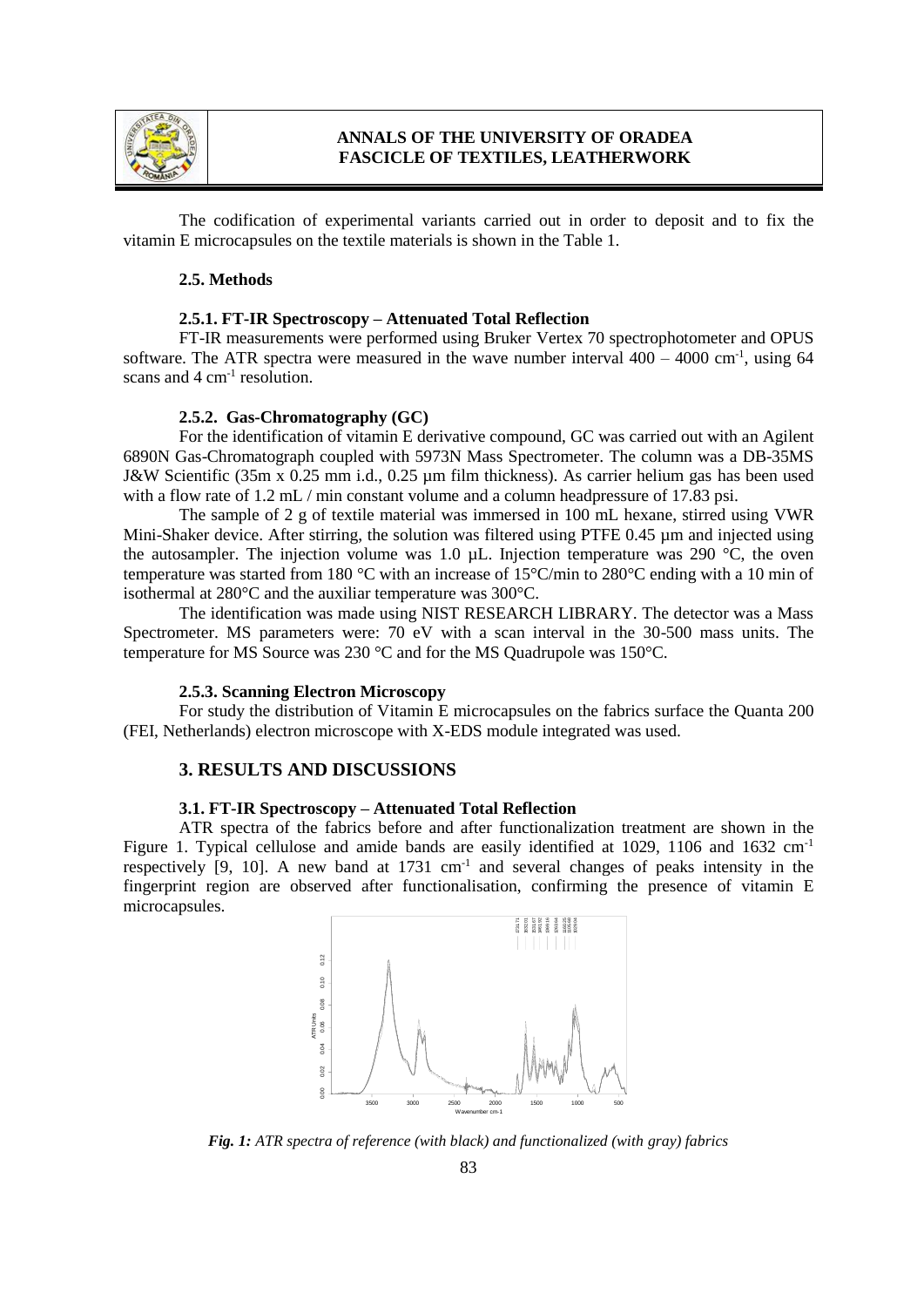The codification of experimental variants carried out in order to deposit and to fix the vitamin E microcapsules on the textile materials is shown in the Table 1.

### 2.5. Methods

#### 2.5.1. FT-IR Spectroscopy – Attenuated Total Reflection

FT-IR measurements were performed using Bruker Vertex 70 spectrophotometer and OPUS software. The ATR spectra were measured in the wave number interval 400 – 4000 cm$^{-1}$, using 64 scans and 4 cm$^{-1}$ resolution.

#### 2.5.2. Gas-Chromatography (GC)

For the identification of vitamin E derivative compound, GC was carried out with an Agilent 6890N Gas-Chromatograph coupled with 5973N Mass Spectrometer. The column was a DB-35MS J&W Scientific (35m x 0.25 mm i.d., 0.25 µm film thickness). As carrier helium gas has been used with a flow rate of 1.2 mL / min constant volume and a column headpressure of 17.83 psi.

The sample of 2 g of textile material was immersed in 100 mL hexane, stirred using VWR Mini-Shaker device. After stirring, the solution was filtered using PTFE 0.45 µm and injected using the autosampler. The injection volume was 1.0 µL. Injection temperature was 290 °C, the oven temperature was started from 180 °C with an increase of 15°C/min to 280°C ending with a 10 min of isothermal at 280°C and the auxiliar temperature was 300°C.

The identification was made using NIST RESEARCH LIBRARY. The detector was a Mass Spectrometer. MS parameters were: 70 eV with a scan interval in the 30-500 mass units. The temperature for MS Source was 230 °C and for the MS Quadrupole was 150°C.

#### 2.5.3. Scanning Electron Microscopy

For study the distribution of Vitamin E microcapsules on the fabrics surface the Quanta 200 (FEI, Netherlands) electron microscope with X-EDS module integrated was used.

## 3. RESULTS AND DISCUSSIONS

### 3.1. FT-IR Spectroscopy – Attenuated Total Reflection

ATR spectra of the fabrics before and after functionalization treatment are shown in the Figure 1. Typical cellulose and amide bands are easily identified at 1029, 1106 and 1632 cm$^{-1}$ respectively [9, 10]. A new band at 1731 cm$^{-1}$ and several changes of peaks intensity in the fingerprint region are observed after functionalisation, confirming the presence of vitamin E microcapsules.

*Fig. 1: ATR spectra of reference (with black) and functionalized (with gray) fabrics*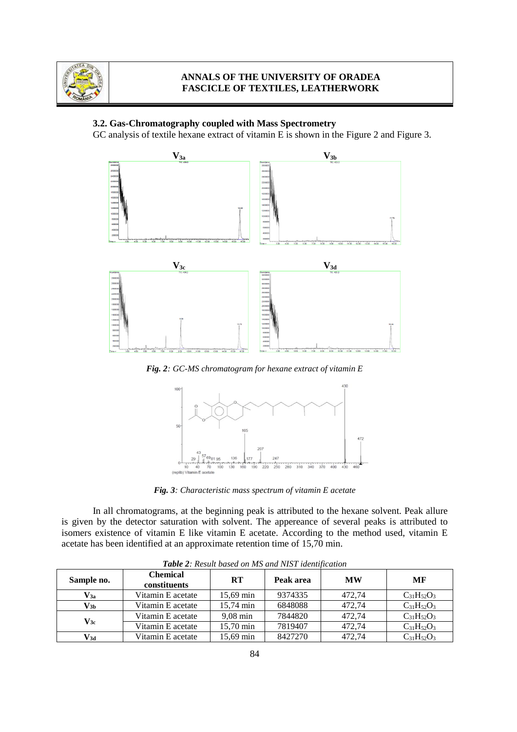### 3.2. Gas-Chromatography coupled with Mass Spectrometry

GC analysis of textile hexane extract of vitamin E is shown in the Figure 2 and Figure 3.

*Fig. 2: GC-MS chromatogram for hexane extract of vitamin E*

*Fig. 3: Characteristic mass spectrum of vitamin E acetate*

In all chromatograms, at the beginning peak is attributed to the hexane solvent. Peak allure is given by the detector saturation with solvent. The appereance of several peaks is attributed to isomers existence of vitamin E like vitamin E acetate. According to the method used, vitamin E acetate has been identified at an approximate retention time of 15,70 min.

***Table 2**: Result based on MS and NIST identification*

| Sample no. | Chemical constituents | RT | Peak area | MW | MF |
|---|---|---|---|---|---|
| $V_{3a}$ | Vitamin E acetate | 15,69 min | 9374335 | 472,74 | $C_{31}H_{52}O_3$ |
| $V_{3b}$ | Vitamin E acetate | 15,74 min | 6848088 | 472,74 | $C_{31}H_{52}O_3$ |
| $V_{3c}$ | Vitamin E acetate | 9,08 min | 7844820 | 472,74 | $C_{31}H_{52}O_3$ |
| | Vitamin E acetate | 15,70 min | 7819407 | 472,74 | $C_{31}H_{52}O_3$ |
| $V_{3d}$ | Vitamin E acetate | 15,69 min | 8427270 | 472,74 | $C_{31}H_{52}O_3$ |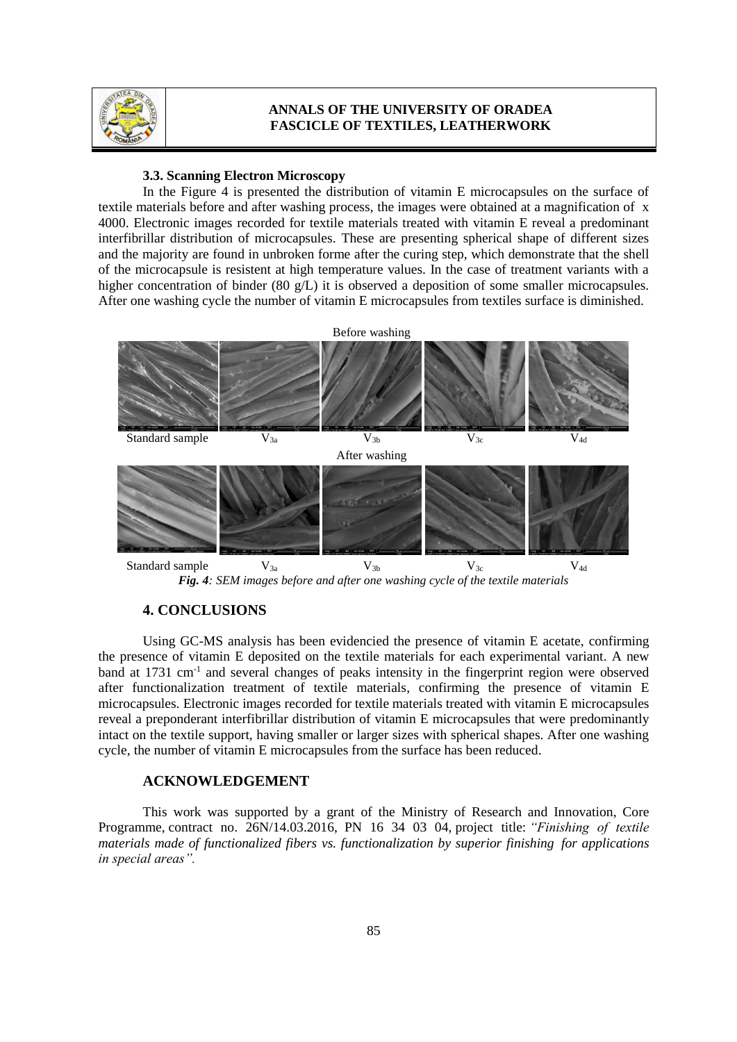### 3.3. Scanning Electron Microscopy

In the Figure 4 is presented the distribution of vitamin E microcapsules on the surface of textile materials before and after washing process, the images were obtained at a magnification of x 4000. Electronic images recorded for textile materials treated with vitamin E reveal a predominant interfibrillar distribution of microcapsules. These are presenting spherical shape of different sizes and the majority are found in unbroken forme after the curing step, which demonstrate that the shell of the microcapsule is resistent at high temperature values. In the case of treatment variants with a higher concentration of binder (80 g/L) it is observed a deposition of some smaller microcapsules. After one washing cycle the number of vitamin E microcapsules from textiles surface is diminished.

Before washing

Standard sample $V_{3a}$ $V_{3b}$ $V_{3c}$ $V_{4d}$

After washing

Standard sample $V_{3a}$ $V_{3b}$ $V_{3c}$ $V_{4d}$

***Fig. 4**: SEM images before and after one washing cycle of the textile materials*

## 4. CONCLUSIONS

Using GC-MS analysis has been evidencied the presence of vitamin E acetate, confirming the presence of vitamin E deposited on the textile materials for each experimental variant. A new band at 1731 $cm^{-1}$ and several changes of peaks intensity in the fingerprint region were observed after functionalization treatment of textile materials, confirming the presence of vitamin E microcapsules. Electronic images recorded for textile materials treated with vitamin E microcapsules reveal a preponderant interfibrillar distribution of vitamin E microcapsules that were predominantly intact on the textile support, having smaller or larger sizes with spherical shapes. After one washing cycle, the number of vitamin E microcapsules from the surface has been reduced.

## ACKNOWLEDGEMENT

This work was supported by a grant of the Ministry of Research and Innovation, Core Programme, contract no. 26N/14.03.2016, PN 16 34 03 04, project title: *"Finishing of textile materials made of functionalized fibers vs. functionalization by superior finishing for applications in special areas".*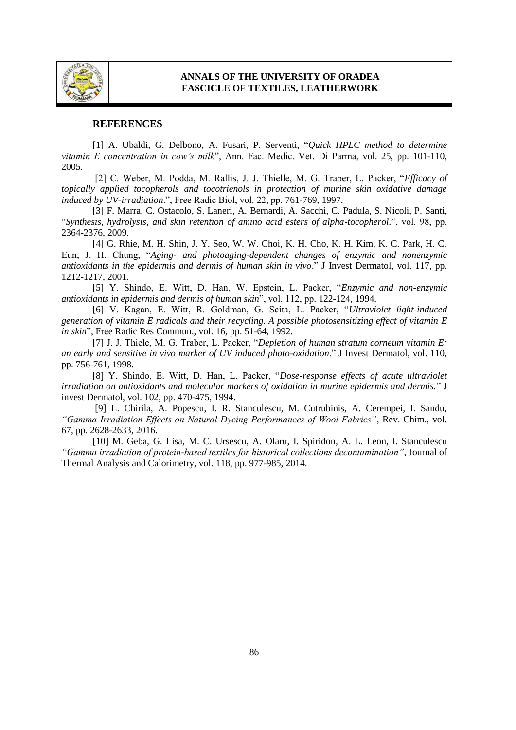## REFERENCES

[1] A. Ubaldi, G. Delbono, A. Fusari, P. Serventi, "*Quick HPLC method to determine vitamin E concentration in cow's milk*", Ann. Fac. Medic. Vet. Di Parma, vol. 25, pp. 101-110, 2005.

[2] C. Weber, M. Podda, M. Rallis, J. J. Thielle, M. G. Traber, L. Packer, "*Efficacy of topically applied tocopherols and tocotrienols in protection of murine skin oxidative damage induced by UV-irradiation*.", Free Radic Biol, vol. 22, pp. 761-769, 1997.

[3] F. Marra, C. Ostacolo, S. Laneri, A. Bernardi, A. Sacchi, C. Padula, S. Nicoli, P. Santi, "*Synthesis, hydrolysis, and skin retention of amino acid esters of alpha-tocopherol.*", vol. 98, pp. 2364-2376, 2009.

[4] G. Rhie, M. H. Shin, J. Y. Seo, W. W. Choi, K. H. Cho, K. H. Kim, K. C. Park, H. C. Eun, J. H. Chung, "*Aging- and photoaging-dependent changes of enzymic and nonenzymic antioxidants in the epidermis and dermis of human skin in vivo*." J Invest Dermatol, vol. 117, pp. 1212-1217, 2001.

[5] Y. Shindo, E. Witt, D. Han, W. Epstein, L. Packer, "*Enzymic and non-enzymic antioxidants in epidermis and dermis of human skin*", vol. 112, pp. 122-124, 1994.

[6] V. Kagan, E. Witt, R. Goldman, G. Scita, L. Packer, "*Ultraviolet light-induced generation of vitamin E radicals and their recycling. A possible photosensitizing effect of vitamin E in skin*", Free Radic Res Commun., vol. 16, pp. 51-64, 1992.

[7] J. J. Thiele, M. G. Traber, L. Packer, "*Depletion of human stratum corneum vitamin E: an early and sensitive in vivo marker of UV induced photo-oxidation*." J Invest Dermatol, vol. 110, pp. 756-761, 1998.

[8] Y. Shindo, E. Witt, D. Han, L. Packer, "*Dose-response effects of acute ultraviolet irradiation on antioxidants and molecular markers of oxidation in murine epidermis and dermis.*" J invest Dermatol, vol. 102, pp. 470-475, 1994.

[9] L. Chirila, A. Popescu, I. R. Stanculescu, M. Cutrubinis, A. Cerempei, I. Sandu, *"Gamma Irradiation Effects on Natural Dyeing Performances of Wool Fabrics"*, Rev. Chim., vol. 67, pp. 2628-2633, 2016.

[10] M. Geba, G. Lisa, M. C. Ursescu, A. Olaru, I. Spiridon, A. L. Leon, I. Stanculescu *"Gamma irradiation of protein-based textiles for historical collections decontamination"*, Journal of Thermal Analysis and Calorimetry, vol. 118, pp. 977-985, 2014.